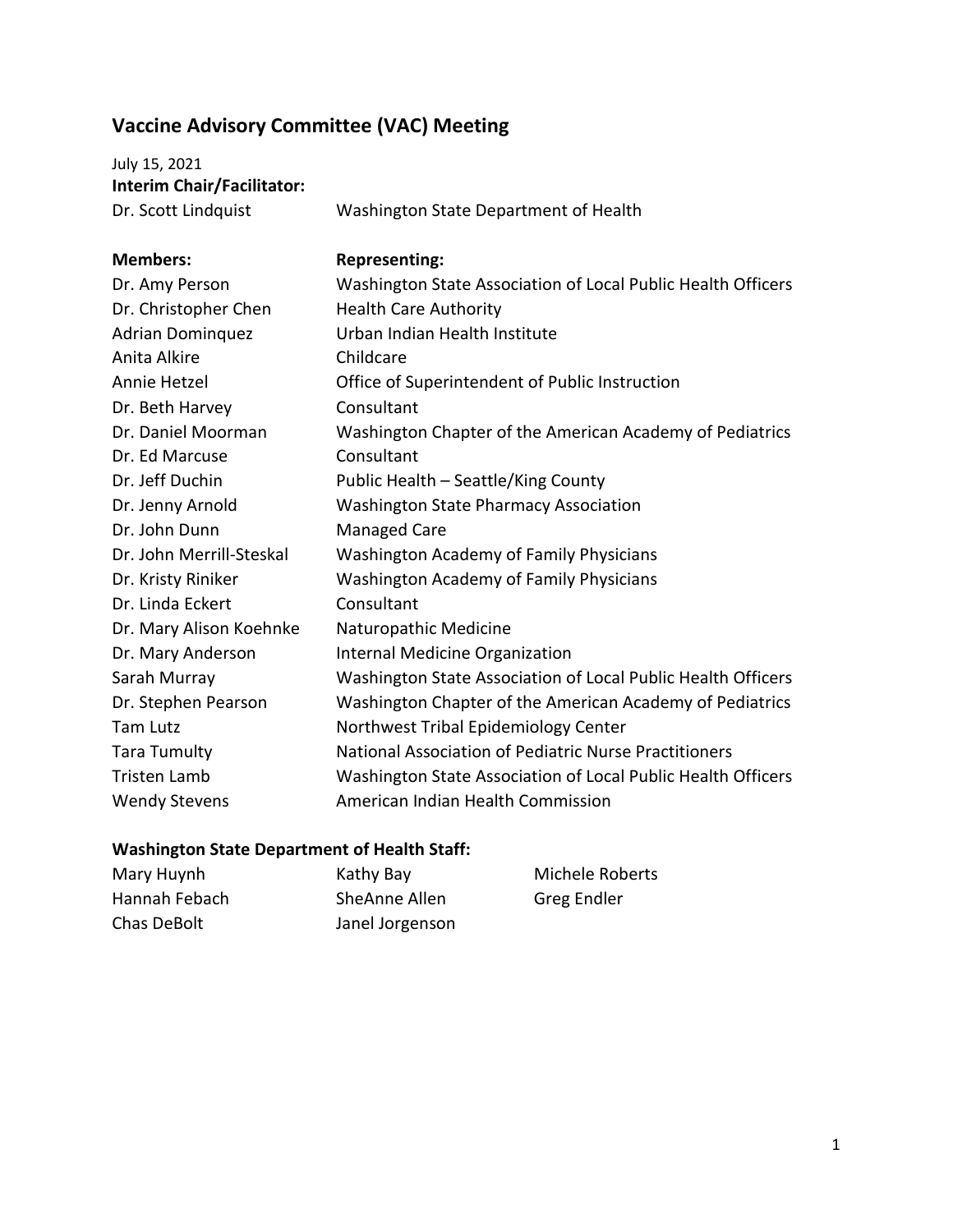# Vaccine Advisory Committee (VAC) Meeting

July 15, 2021

**Interim Chair/Facilitator:**

| | |
|---|---|
| Dr. Scott Lindquist | Washington State Department of Health |

| **Members:** | **Representing:** |
|---|---|
| Dr. Amy Person | Washington State Association of Local Public Health Officers |
| Dr. Christopher Chen | Health Care Authority |
| Adrian Dominquez | Urban Indian Health Institute |
| Anita Alkire | Childcare |
| Annie Hetzel | Office of Superintendent of Public Instruction |
| Dr. Beth Harvey | Consultant |
| Dr. Daniel Moorman | Washington Chapter of the American Academy of Pediatrics |
| Dr. Ed Marcuse | Consultant |
| Dr. Jeff Duchin | Public Health – Seattle/King County |
| Dr. Jenny Arnold | Washington State Pharmacy Association |
| Dr. John Dunn | Managed Care |
| Dr. John Merrill-Steskal | Washington Academy of Family Physicians |
| Dr. Kristy Riniker | Washington Academy of Family Physicians |
| Dr. Linda Eckert | Consultant |
| Dr. Mary Alison Koehnke | Naturopathic Medicine |
| Dr. Mary Anderson | Internal Medicine Organization |
| Sarah Murray | Washington State Association of Local Public Health Officers |
| Dr. Stephen Pearson | Washington Chapter of the American Academy of Pediatrics |
| Tam Lutz | Northwest Tribal Epidemiology Center |
| Tara Tumulty | National Association of Pediatric Nurse Practitioners |
| Tristen Lamb | Washington State Association of Local Public Health Officers |
| Wendy Stevens | American Indian Health Commission |

**Washington State Department of Health Staff:**

| | | |
|---|---|---|
| Mary Huynh | Kathy Bay | Michele Roberts |
| Hannah Febach | SheAnne Allen | Greg Endler |
| Chas DeBolt | Janel Jorgenson | |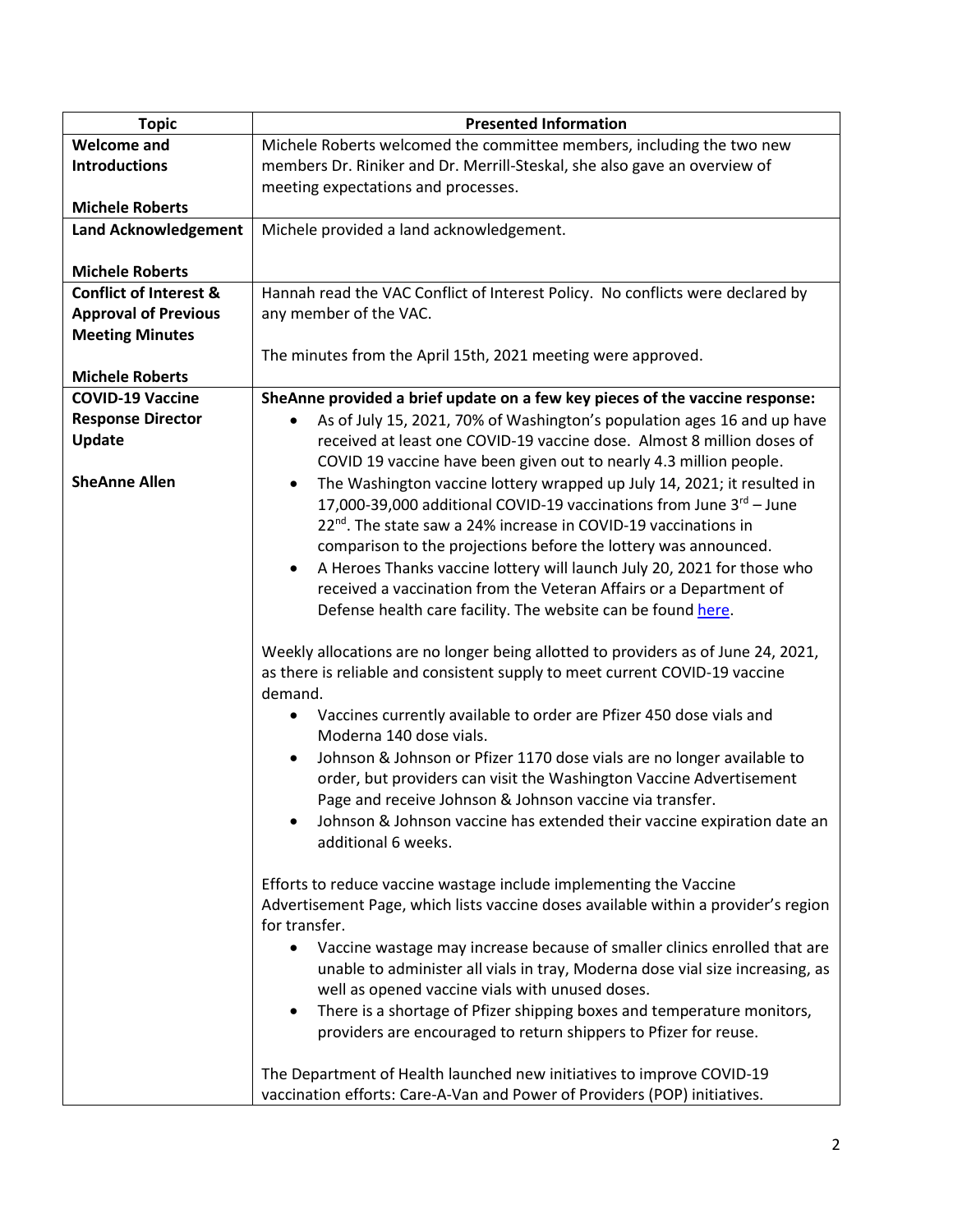| Topic | Presented Information |
|---|---|
| **Welcome and Introductions**<br><br>**Michele Roberts** | Michele Roberts welcomed the committee members, including the two new members Dr. Riniker and Dr. Merrill-Steskal, she also gave an overview of meeting expectations and processes. |
| **Land Acknowledgement**<br><br>**Michele Roberts** | Michele provided a land acknowledgement. |
| **Conflict of Interest & Approval of Previous Meeting Minutes**<br><br>**Michele Roberts** | Hannah read the VAC Conflict of Interest Policy. No conflicts were declared by any member of the VAC.<br><br>The minutes from the April 15th, 2021 meeting were approved. |
| **COVID-19 Vaccine Response Director Update**<br><br>**SheAnne Allen** | **SheAnne provided a brief update on a few key pieces of the vaccine response:**<br>• As of July 15, 2021, 70% of Washington's population ages 16 and up have received at least one COVID-19 vaccine dose. Almost 8 million doses of COVID 19 vaccine have been given out to nearly 4.3 million people.<br>• The Washington vaccine lottery wrapped up July 14, 2021; it resulted in 17,000-39,000 additional COVID-19 vaccinations from June 3rd – June 22nd. The state saw a 24% increase in COVID-19 vaccinations in comparison to the projections before the lottery was announced.<br>• A Heroes Thanks vaccine lottery will launch July 20, 2021 for those who received a vaccination from the Veteran Affairs or a Department of Defense health care facility. The website can be found here.<br><br>Weekly allocations are no longer being allotted to providers as of June 24, 2021, as there is reliable and consistent supply to meet current COVID-19 vaccine demand.<br>• Vaccines currently available to order are Pfizer 450 dose vials and Moderna 140 dose vials.<br>• Johnson & Johnson or Pfizer 1170 dose vials are no longer available to order, but providers can visit the Washington Vaccine Advertisement Page and receive Johnson & Johnson vaccine via transfer.<br>• Johnson & Johnson vaccine has extended their vaccine expiration date an additional 6 weeks.<br><br>Efforts to reduce vaccine wastage include implementing the Vaccine Advertisement Page, which lists vaccine doses available within a provider's region for transfer.<br>• Vaccine wastage may increase because of smaller clinics enrolled that are unable to administer all vials in tray, Moderna dose vial size increasing, as well as opened vaccine vials with unused doses.<br>• There is a shortage of Pfizer shipping boxes and temperature monitors, providers are encouraged to return shippers to Pfizer for reuse.<br><br>The Department of Health launched new initiatives to improve COVID-19 vaccination efforts: Care-A-Van and Power of Providers (POP) initiatives. |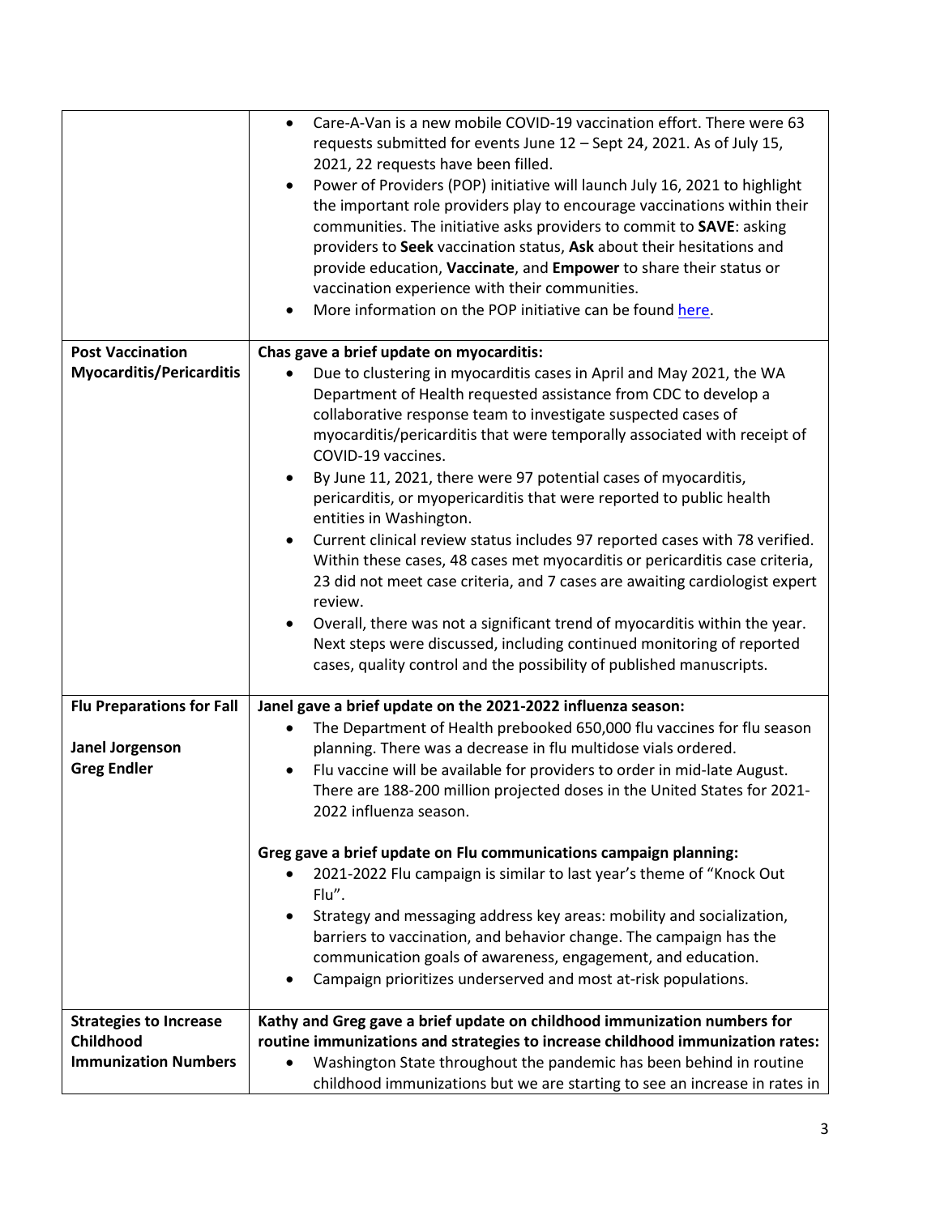| | |
|---|---|
| | <ul><li>Care-A-Van is a new mobile COVID-19 vaccination effort. There were 63 requests submitted for events June 12 – Sept 24, 2021. As of July 15, 2021, 22 requests have been filled.</li><li>Power of Providers (POP) initiative will launch July 16, 2021 to highlight the important role providers play to encourage vaccinations within their communities. The initiative asks providers to commit to **SAVE**: asking providers to **Seek** vaccination status, **Ask** about their hesitations and provide education, **Vaccinate**, and **Empower** to share their status or vaccination experience with their communities.</li><li>More information on the POP initiative can be found here.</li></ul> |
| **Post Vaccination Myocarditis/Pericarditis** | **Chas gave a brief update on myocarditis:**<ul><li>Due to clustering in myocarditis cases in April and May 2021, the WA Department of Health requested assistance from CDC to develop a collaborative response team to investigate suspected cases of myocarditis/pericarditis that were temporally associated with receipt of COVID-19 vaccines.</li><li>By June 11, 2021, there were 97 potential cases of myocarditis, pericarditis, or myopericarditis that were reported to public health entities in Washington.</li><li>Current clinical review status includes 97 reported cases with 78 verified. Within these cases, 48 cases met myocarditis or pericarditis case criteria, 23 did not meet case criteria, and 7 cases are awaiting cardiologist expert review.</li><li>Overall, there was not a significant trend of myocarditis within the year. Next steps were discussed, including continued monitoring of reported cases, quality control and the possibility of published manuscripts.</li></ul> |
| **Flu Preparations for Fall**<br><br>**Janel Jorgenson**<br>**Greg Endler** | **Janel gave a brief update on the 2021-2022 influenza season:**<ul><li>The Department of Health prebooked 650,000 flu vaccines for flu season planning. There was a decrease in flu multidose vials ordered.</li><li>Flu vaccine will be available for providers to order in mid-late August. There are 188-200 million projected doses in the United States for 2021-2022 influenza season.</li></ul>**Greg gave a brief update on Flu communications campaign planning:**<ul><li>2021-2022 Flu campaign is similar to last year's theme of "Knock Out Flu".</li><li>Strategy and messaging address key areas: mobility and socialization, barriers to vaccination, and behavior change. The campaign has the communication goals of awareness, engagement, and education.</li><li>Campaign prioritizes underserved and most at-risk populations.</li></ul> |
| **Strategies to Increase Childhood Immunization Numbers** | **Kathy and Greg gave a brief update on childhood immunization numbers for routine immunizations and strategies to increase childhood immunization rates:**<ul><li>Washington State throughout the pandemic has been behind in routine childhood immunizations but we are starting to see an increase in rates in</li></ul> |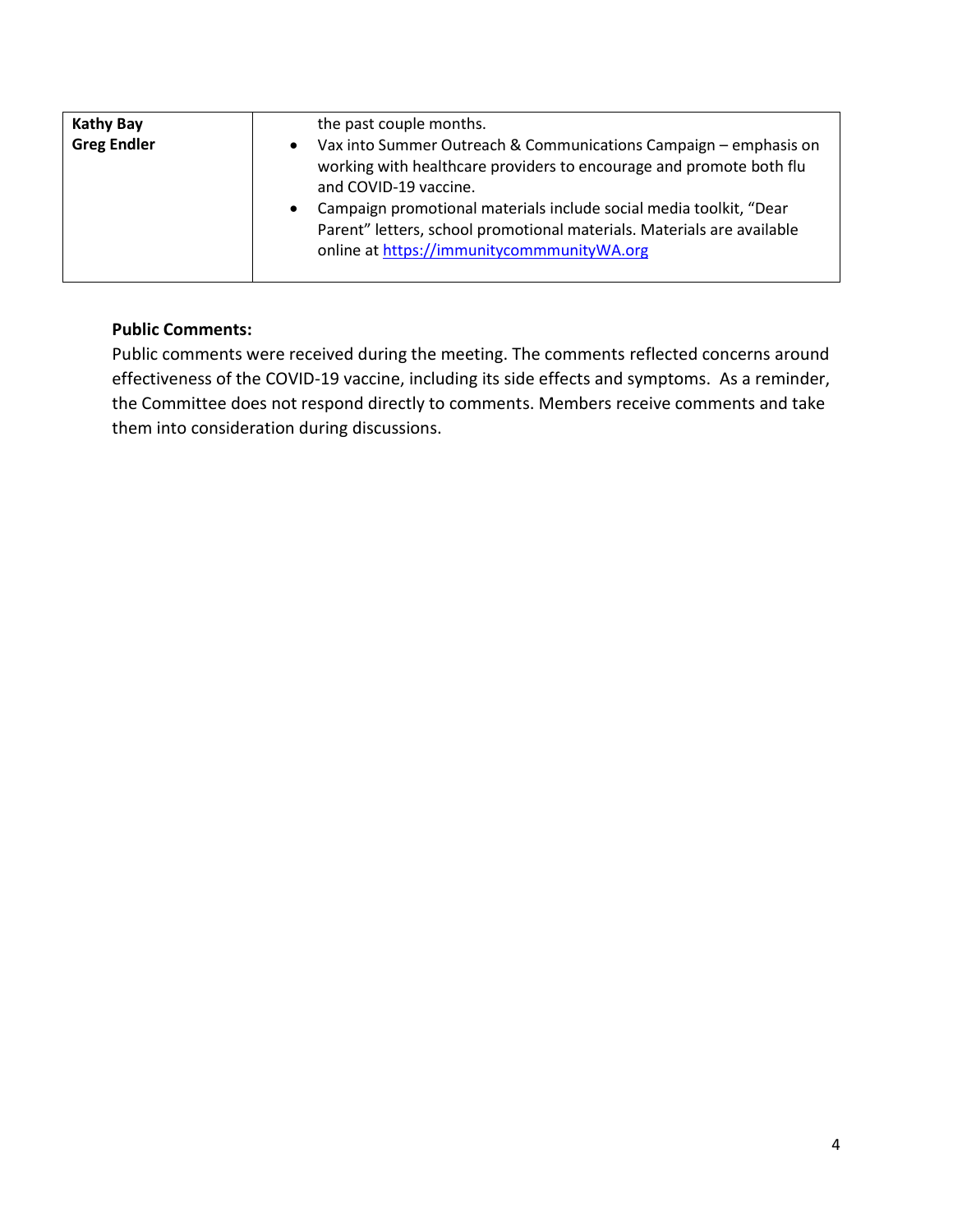| | |
|---|---|
| **Kathy Bay**<br>**Greg Endler** | the past couple months.<br>• Vax into Summer Outreach & Communications Campaign – emphasis on working with healthcare providers to encourage and promote both flu and COVID-19 vaccine.<br>• Campaign promotional materials include social media toolkit, "Dear Parent" letters, school promotional materials. Materials are available online at [https://immunitycommmunityWA.org](https://immunitycommmunityWA.org) |

**Public Comments:**

Public comments were received during the meeting. The comments reflected concerns around effectiveness of the COVID-19 vaccine, including its side effects and symptoms. As a reminder, the Committee does not respond directly to comments. Members receive comments and take them into consideration during discussions.